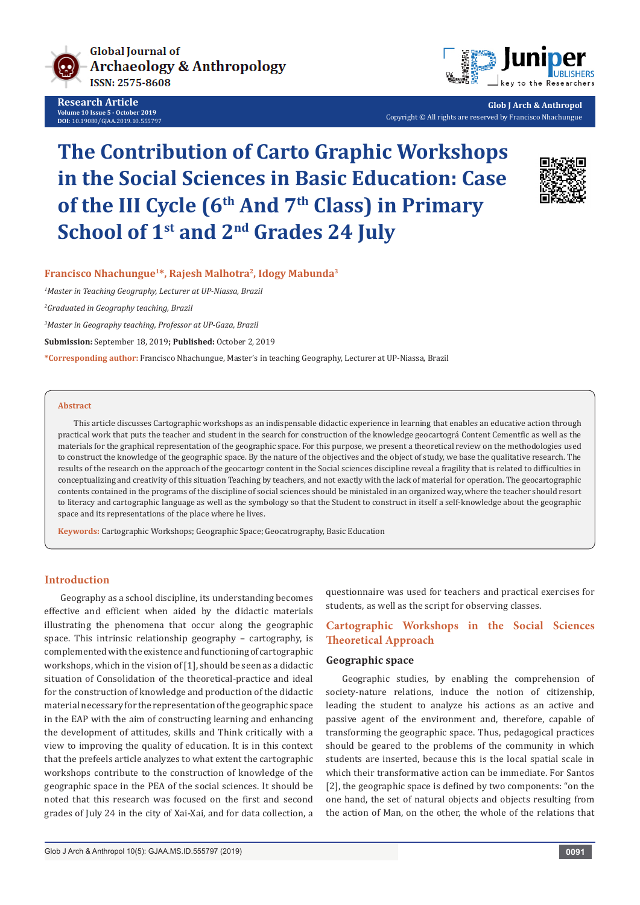Research Article

# The Contribution of Carto Graphic Workshops in the Social Sciences in Basic Education: Case of the III Cycle (6$^{th}$ And 7$^{th}$ Class) in Primary School of 1$^{st}$ and 2$^{nd}$ Grades 24 July

**Francisco Nhachungue[1]*, Rajesh Malhotra[2], Idogy Mabunda[3]**

[1]*Master in Teaching Geography, Lecturer at UP-Niassa, Brazil*

[2]*Graduated in Geography teaching, Brazil*

[3]*Master in Geography teaching, Professor at UP-Gaza, Brazil*

**Submission:** September 18, 2019; **Published:** October 2, 2019

***Corresponding author:** Francisco Nhachungue, Master's in teaching Geography, Lecturer at UP-Niassa, Brazil

## Abstract

This article discusses Cartographic workshops as an indispensable didactic experience in learning that enables an educative action through practical work that puts the teacher and student in the search for construction of the knowledge geocartográ Content Cementfic as well as the materials for the graphical representation of the geographic space. For this purpose, we present a theoretical review on the methodologies used to construct the knowledge of the geographic space. By the nature of the objectives and the object of study, we base the qualitative research. The results of the research on the approach of the geocartogr content in the Social sciences discipline reveal a fragility that is related to difficulties in conceptualizing and creativity of this situation Teaching by teachers, and not exactly with the lack of material for operation. The geocartographic contents contained in the programs of the discipline of social sciences should be ministaled in an organized way, where the teacher should resort to literacy and cartographic language as well as the symbology so that the Student to construct in itself a self-knowledge about the geographic space and its representations of the place where he lives.

**Keywords:** Cartographic Workshops; Geographic Space; Geocatrography, Basic Education

## Introduction

Geography as a school discipline, its understanding becomes effective and efficient when aided by the didactic materials illustrating the phenomena that occur along the geographic space. This intrinsic relationship geography – cartography, is complemented with the existence and functioning of cartographic workshops, which in the vision of [1], should be seen as a didactic situation of Consolidation of the theoretical-practice and ideal for the construction of knowledge and production of the didactic material necessary for the representation of the geographic space in the EAP with the aim of constructing learning and enhancing the development of attitudes, skills and Think critically with a view to improving the quality of education. It is in this context that the prefeels article analyzes to what extent the cartographic workshops contribute to the construction of knowledge of the geographic space in the PEA of the social sciences. It should be noted that this research was focused on the first and second grades of July 24 in the city of Xai-Xai, and for data collection, a questionnaire was used for teachers and practical exercises for students, as well as the script for observing classes.

## Cartographic Workshops in the Social Sciences Theoretical Approach

### Geographic space

Geographic studies, by enabling the comprehension of society-nature relations, induce the notion of citizenship, leading the student to analyze his actions as an active and passive agent of the environment and, therefore, capable of transforming the geographic space. Thus, pedagogical practices should be geared to the problems of the community in which students are inserted, because this is the local spatial scale in which their transformative action can be immediate. For Santos [2], the geographic space is defined by two components: "on the one hand, the set of natural objects and objects resulting from the action of Man, on the other, the whole of the relations that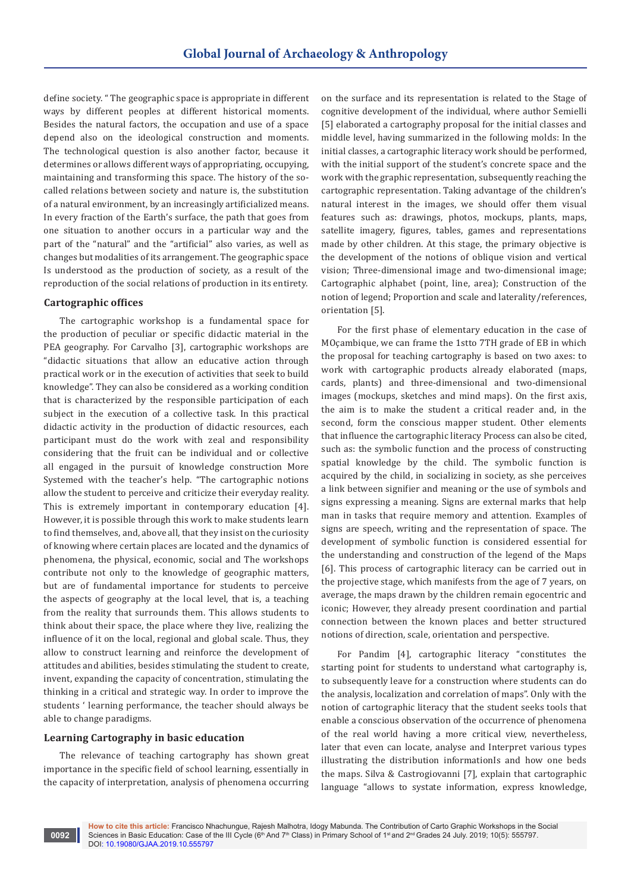define society. " The geographic space is appropriate in different ways by different peoples at different historical moments. Besides the natural factors, the occupation and use of a space depend also on the ideological construction and moments. The technological question is also another factor, because it determines or allows different ways of appropriating, occupying, maintaining and transforming this space. The history of the so-called relations between society and nature is, the substitution of a natural environment, by an increasingly artificialized means. In every fraction of the Earth's surface, the path that goes from one situation to another occurs in a particular way and the part of the "natural" and the "artificial" also varies, as well as changes but modalities of its arrangement. The geographic space Is understood as the production of society, as a result of the reproduction of the social relations of production in its entirety.

### Cartographic offices

The cartographic workshop is a fundamental space for the production of peculiar or specific didactic material in the PEA geography. For Carvalho [3], cartographic workshops are "didactic situations that allow an educative action through practical work or in the execution of activities that seek to build knowledge". They can also be considered as a working condition that is characterized by the responsible participation of each subject in the execution of a collective task. In this practical didactic activity in the production of didactic resources, each participant must do the work with zeal and responsibility considering that the fruit can be individual and or collective all engaged in the pursuit of knowledge construction More Systemed with the teacher's help. "The cartographic notions allow the student to perceive and criticize their everyday reality. This is extremely important in contemporary education [4]. However, it is possible through this work to make students learn to find themselves, and, above all, that they insist on the curiosity of knowing where certain places are located and the dynamics of phenomena, the physical, economic, social and The workshops contribute not only to the knowledge of geographic matters, but are of fundamental importance for students to perceive the aspects of geography at the local level, that is, a teaching from the reality that surrounds them. This allows students to think about their space, the place where they live, realizing the influence of it on the local, regional and global scale. Thus, they allow to construct learning and reinforce the development of attitudes and abilities, besides stimulating the student to create, invent, expanding the capacity of concentration, stimulating the thinking in a critical and strategic way. In order to improve the students ' learning performance, the teacher should always be able to change paradigms.

### Learning Cartography in basic education

The relevance of teaching cartography has shown great importance in the specific field of school learning, essentially in the capacity of interpretation, analysis of phenomena occurring on the surface and its representation is related to the Stage of cognitive development of the individual, where author Semielli [5] elaborated a cartography proposal for the initial classes and middle level, having summarized in the following molds: In the initial classes, a cartographic literacy work should be performed, with the initial support of the student's concrete space and the work with the graphic representation, subsequently reaching the cartographic representation. Taking advantage of the children's natural interest in the images, we should offer them visual features such as: drawings, photos, mockups, plants, maps, satellite imagery, figures, tables, games and representations made by other children. At this stage, the primary objective is the development of the notions of oblique vision and vertical vision; Three-dimensional image and two-dimensional image; Cartographic alphabet (point, line, area); Construction of the notion of legend; Proportion and scale and laterality/references, orientation [5].

For the first phase of elementary education in the case of MOçambique, we can frame the 1stto 7TH grade of EB in which the proposal for teaching cartography is based on two axes: to work with cartographic products already elaborated (maps, cards, plants) and three-dimensional and two-dimensional images (mockups, sketches and mind maps). On the first axis, the aim is to make the student a critical reader and, in the second, form the conscious mapper student. Other elements that influence the cartographic literacy Process can also be cited, such as: the symbolic function and the process of constructing spatial knowledge by the child. The symbolic function is acquired by the child, in socializing in society, as she perceives a link between signifier and meaning or the use of symbols and signs expressing a meaning. Signs are external marks that help man in tasks that require memory and attention. Examples of signs are speech, writing and the representation of space. The development of symbolic function is considered essential for the understanding and construction of the legend of the Maps [6]. This process of cartographic literacy can be carried out in the projective stage, which manifests from the age of 7 years, on average, the maps drawn by the children remain egocentric and iconic; However, they already present coordination and partial connection between the known places and better structured notions of direction, scale, orientation and perspective.

For Pandim [4], cartographic literacy "constitutes the starting point for students to understand what cartography is, to subsequently leave for a construction where students can do the analysis, localization and correlation of maps". Only with the notion of cartographic literacy that the student seeks tools that enable a conscious observation of the occurrence of phenomena of the real world having a more critical view, nevertheless, later that even can locate, analyse and Interpret various types illustrating the distribution informationIs and how one beds the maps. Silva & Castrogiovanni [7], explain that cartographic language "allows to systate information, express knowledge,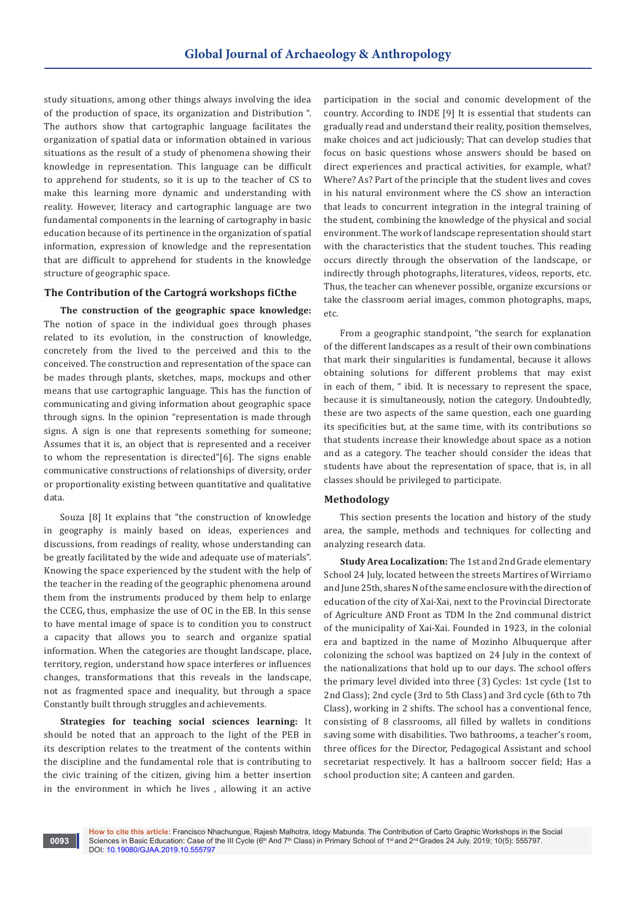study situations, among other things always involving the idea of the production of space, its organization and Distribution ". The authors show that cartographic language facilitates the organization of spatial data or information obtained in various situations as the result of a study of phenomena showing their knowledge in representation. This language can be difficult to apprehend for students, so it is up to the teacher of CS to make this learning more dynamic and understanding with reality. However, literacy and cartographic language are two fundamental components in the learning of cartography in basic education because of its pertinence in the organization of spatial information, expression of knowledge and the representation that are difficult to apprehend for students in the knowledge structure of geographic space.

### The Contribution of the Cartográ workshops fiCthe

**The construction of the geographic space knowledge:** The notion of space in the individual goes through phases related to its evolution, in the construction of knowledge, concretely from the lived to the perceived and this to the conceived. The construction and representation of the space can be mades through plants, sketches, maps, mockups and other means that use cartographic language. This has the function of communicating and giving information about geographic space through signs. In the opinion "representation is made through signs. A sign is one that represents something for someone; Assumes that it is, an object that is represented and a receiver to whom the representation is directed"[6]. The signs enable communicative constructions of relationships of diversity, order or proportionality existing between quantitative and qualitative data.

Souza [8] It explains that "the construction of knowledge in geography is mainly based on ideas, experiences and discussions, from readings of reality, whose understanding can be greatly facilitated by the wide and adequate use of materials". Knowing the space experienced by the student with the help of the teacher in the reading of the geographic phenomena around them from the instruments produced by them help to enlarge the CCEG, thus, emphasize the use of OC in the EB. In this sense to have mental image of space is to condition you to construct a capacity that allows you to search and organize spatial information. When the categories are thought landscape, place, territory, region, understand how space interferes or influences changes, transformations that this reveals in the landscape, not as fragmented space and inequality, but through a space Constantly built through struggles and achievements.

**Strategies for teaching social sciences learning:** It should be noted that an approach to the light of the PEB in its description relates to the treatment of the contents within the discipline and the fundamental role that is contributing to the civic training of the citizen, giving him a better insertion in the environment in which he lives , allowing it an active participation in the social and conomic development of the country. According to INDE [9] It is essential that students can gradually read and understand their reality, position themselves, make choices and act judiciously; That can develop studies that focus on basic questions whose answers should be based on direct experiences and practical activities, for example, what? Where? As? Part of the principle that the student lives and coves in his natural environment where the CS show an interaction that leads to concurrent integration in the integral training of the student, combining the knowledge of the physical and social environment. The work of landscape representation should start with the characteristics that the student touches. This reading occurs directly through the observation of the landscape, or indirectly through photographs, literatures, videos, reports, etc. Thus, the teacher can whenever possible, organize excursions or take the classroom aerial images, common photographs, maps, etc.

From a geographic standpoint, "the search for explanation of the different landscapes as a result of their own combinations that mark their singularities is fundamental, because it allows obtaining solutions for different problems that may exist in each of them, " ibid. It is necessary to represent the space, because it is simultaneously, notion the category. Undoubtedly, these are two aspects of the same question, each one guarding its specificities but, at the same time, with its contributions so that students increase their knowledge about space as a notion and as a category. The teacher should consider the ideas that students have about the representation of space, that is, in all classes should be privileged to participate.

### Methodology

This section presents the location and history of the study area, the sample, methods and techniques for collecting and analyzing research data.

**Study Area Localization:** The 1st and 2nd Grade elementary School 24 July, located between the streets Martires of Wirriamo and June 25th, shares N of the same enclosure with the direction of education of the city of Xai-Xai, next to the Provincial Directorate of Agriculture AND Front as TDM In the 2nd communal district of the municipality of Xai-Xai. Founded in 1923, in the colonial era and baptized in the name of Mozinho Albuquerque after colonizing the school was baptized on 24 July in the context of the nationalizations that hold up to our days. The school offers the primary level divided into three (3) Cycles: 1st cycle (1st to 2nd Class); 2nd cycle (3rd to 5th Class) and 3rd cycle (6th to 7th Class), working in 2 shifts. The school has a conventional fence, consisting of 8 classrooms, all filled by wallets in conditions saving some with disabilities. Two bathrooms, a teacher's room, three offices for the Director, Pedagogical Assistant and school secretariat respectively. It has a ballroom soccer field; Has a school production site; A canteen and garden.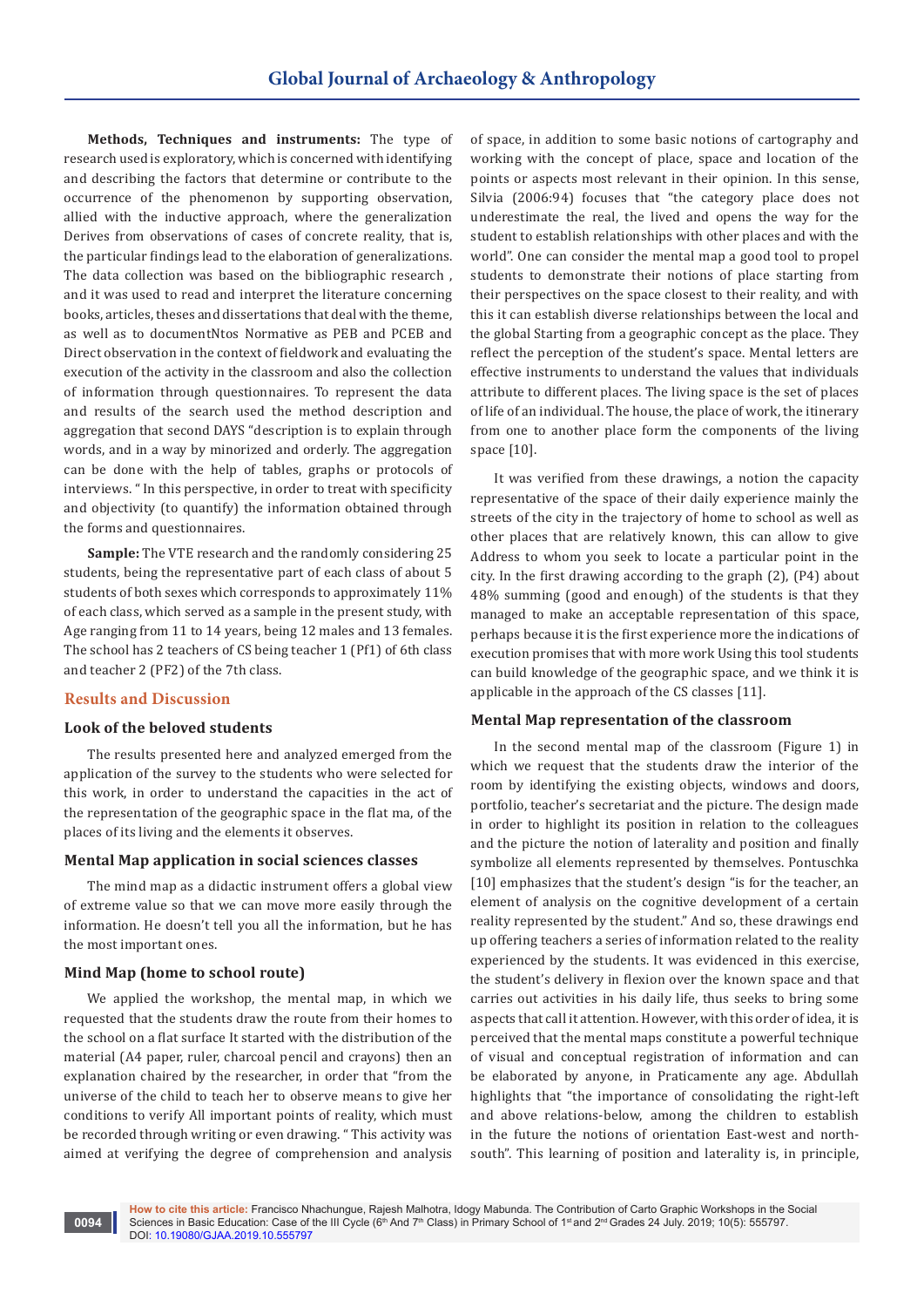**Methods, Techniques and instruments:** The type of research used is exploratory, which is concerned with identifying and describing the factors that determine or contribute to the occurrence of the phenomenon by supporting observation, allied with the inductive approach, where the generalization Derives from observations of cases of concrete reality, that is, the particular findings lead to the elaboration of generalizations. The data collection was based on the bibliographic research , and it was used to read and interpret the literature concerning books, articles, theses and dissertations that deal with the theme, as well as to documentNtos Normative as PEB and PCEB and Direct observation in the context of fieldwork and evaluating the execution of the activity in the classroom and also the collection of information through questionnaires. To represent the data and results of the search used the method description and aggregation that second DAYS "description is to explain through words, and in a way by minorized and orderly. The aggregation can be done with the help of tables, graphs or protocols of interviews. " In this perspective, in order to treat with specificity and objectivity (to quantify) the information obtained through the forms and questionnaires.

**Sample:** The VTE research and the randomly considering 25 students, being the representative part of each class of about 5 students of both sexes which corresponds to approximately 11% of each class, which served as a sample in the present study, with Age ranging from 11 to 14 years, being 12 males and 13 females. The school has 2 teachers of CS being teacher 1 (Pf1) of 6th class and teacher 2 (PF2) of the 7th class.

## Results and Discussion

### Look of the beloved students

The results presented here and analyzed emerged from the application of the survey to the students who were selected for this work, in order to understand the capacities in the act of the representation of the geographic space in the flat ma, of the places of its living and the elements it observes.

### Mental Map application in social sciences classes

The mind map as a didactic instrument offers a global view of extreme value so that we can move more easily through the information. He doesn't tell you all the information, but he has the most important ones.

### Mind Map (home to school route)

We applied the workshop, the mental map, in which we requested that the students draw the route from their homes to the school on a flat surface It started with the distribution of the material (A4 paper, ruler, charcoal pencil and crayons) then an explanation chaired by the researcher, in order that "from the universe of the child to teach her to observe means to give her conditions to verify All important points of reality, which must be recorded through writing or even drawing. " This activity was aimed at verifying the degree of comprehension and analysis of space, in addition to some basic notions of cartography and working with the concept of place, space and location of the points or aspects most relevant in their opinion. In this sense, Silvia (2006:94) focuses that "the category place does not underestimate the real, the lived and opens the way for the student to establish relationships with other places and with the world". One can consider the mental map a good tool to propel students to demonstrate their notions of place starting from their perspectives on the space closest to their reality, and with this it can establish diverse relationships between the local and the global Starting from a geographic concept as the place. They reflect the perception of the student's space. Mental letters are effective instruments to understand the values that individuals attribute to different places. The living space is the set of places of life of an individual. The house, the place of work, the itinerary from one to another place form the components of the living space [10].

It was verified from these drawings, a notion the capacity representative of the space of their daily experience mainly the streets of the city in the trajectory of home to school as well as other places that are relatively known, this can allow to give Address to whom you seek to locate a particular point in the city. In the first drawing according to the graph (2), (P4) about 48% summing (good and enough) of the students is that they managed to make an acceptable representation of this space, perhaps because it is the first experience more the indications of execution promises that with more work Using this tool students can build knowledge of the geographic space, and we think it is applicable in the approach of the CS classes [11].

### Mental Map representation of the classroom

In the second mental map of the classroom (Figure 1) in which we request that the students draw the interior of the room by identifying the existing objects, windows and doors, portfolio, teacher's secretariat and the picture. The design made in order to highlight its position in relation to the colleagues and the picture the notion of laterality and position and finally symbolize all elements represented by themselves. Pontuschka [10] emphasizes that the student's design "is for the teacher, an element of analysis on the cognitive development of a certain reality represented by the student." And so, these drawings end up offering teachers a series of information related to the reality experienced by the students. It was evidenced in this exercise, the student's delivery in flexion over the known space and that carries out activities in his daily life, thus seeks to bring some aspects that call it attention. However, with this order of idea, it is perceived that the mental maps constitute a powerful technique of visual and conceptual registration of information and can be elaborated by anyone, in Praticamente any age. Abdullah highlights that "the importance of consolidating the right-left and above relations-below, among the children to establish in the future the notions of orientation East-west and north-south". This learning of position and laterality is, in principle,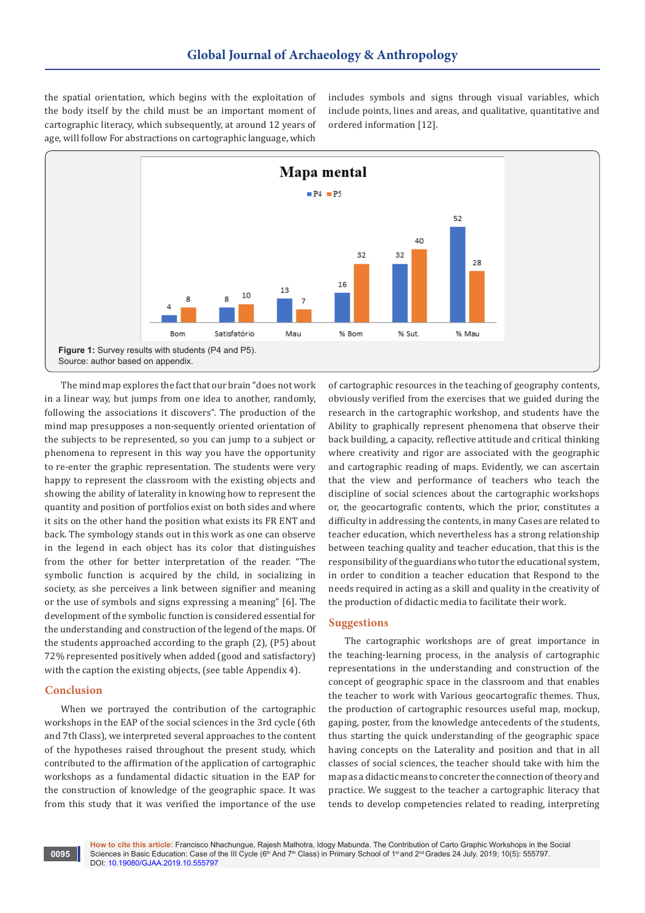the spatial orientation, which begins with the exploitation of the body itself by the child must be an important moment of cartographic literacy, which subsequently, at around 12 years of age, will follow For abstractions on cartographic language, which includes symbols and signs through visual variables, which include points, lines and areas, and qualitative, quantitative and ordered information [12].

**Mapa mental**

| | Bom | Satisfatório | Mau | % Bom | % Sut. | % Mau |
|---|---|---|---|---|---|---|
| P4 | 4 | 8 | 13 | 16 | 32 | 52 |
| P5 | 8 | 10 | 7 | 32 | 40 | 28 |

**Figure 1:** Survey results with students (P4 and P5).
Source: author based on appendix.

The mind map explores the fact that our brain "does not work in a linear way, but jumps from one idea to another, randomly, following the associations it discovers". The production of the mind map presupposes a non-sequently oriented orientation of the subjects to be represented, so you can jump to a subject or phenomena to represent in this way you have the opportunity to re-enter the graphic representation. The students were very happy to represent the classroom with the existing objects and showing the ability of laterality in knowing how to represent the quantity and position of portfolios exist on both sides and where it sits on the other hand the position what exists its FR ENT and back. The symbology stands out in this work as one can observe in the legend in each object has its color that distinguishes from the other for better interpretation of the reader. "The symbolic function is acquired by the child, in socializing in society, as she perceives a link between signifier and meaning or the use of symbols and signs expressing a meaning" [6]. The development of the symbolic function is considered essential for the understanding and construction of the legend of the maps. Of the students approached according to the graph (2), (P5) about 72% represented positively when added (good and satisfactory) with the caption the existing objects, (see table Appendix 4).

## Conclusion

When we portrayed the contribution of the cartographic workshops in the EAP of the social sciences in the 3rd cycle (6th and 7th Class), we interpreted several approaches to the content of the hypotheses raised throughout the present study, which contributed to the affirmation of the application of cartographic workshops as a fundamental didactic situation in the EAP for the construction of knowledge of the geographic space. It was from this study that it was verified the importance of the use of cartographic resources in the teaching of geography contents, obviously verified from the exercises that we guided during the research in the cartographic workshop, and students have the Ability to graphically represent phenomena that observe their back building, a capacity, reflective attitude and critical thinking where creativity and rigor are associated with the geographic and cartographic reading of maps. Evidently, we can ascertain that the view and performance of teachers who teach the discipline of social sciences about the cartographic workshops or, the geocartografic contents, which the prior, constitutes a difficulty in addressing the contents, in many Cases are related to teacher education, which nevertheless has a strong relationship between teaching quality and teacher education, that this is the responsibility of the guardians who tutor the educational system, in order to condition a teacher education that Respond to the needs required in acting as a skill and quality in the creativity of the production of didactic media to facilitate their work.

## Suggestions

The cartographic workshops are of great importance in the teaching-learning process, in the analysis of cartographic representations in the understanding and construction of the concept of geographic space in the classroom and that enables the teacher to work with Various geocartografic themes. Thus, the production of cartographic resources useful map, mockup, gaping, poster, from the knowledge antecedents of the students, thus starting the quick understanding of the geographic space having concepts on the Laterality and position and that in all classes of social sciences, the teacher should take with him the map as a didactic means to concreter the connection of theory and practice. We suggest to the teacher a cartographic literacy that tends to develop competencies related to reading, interpreting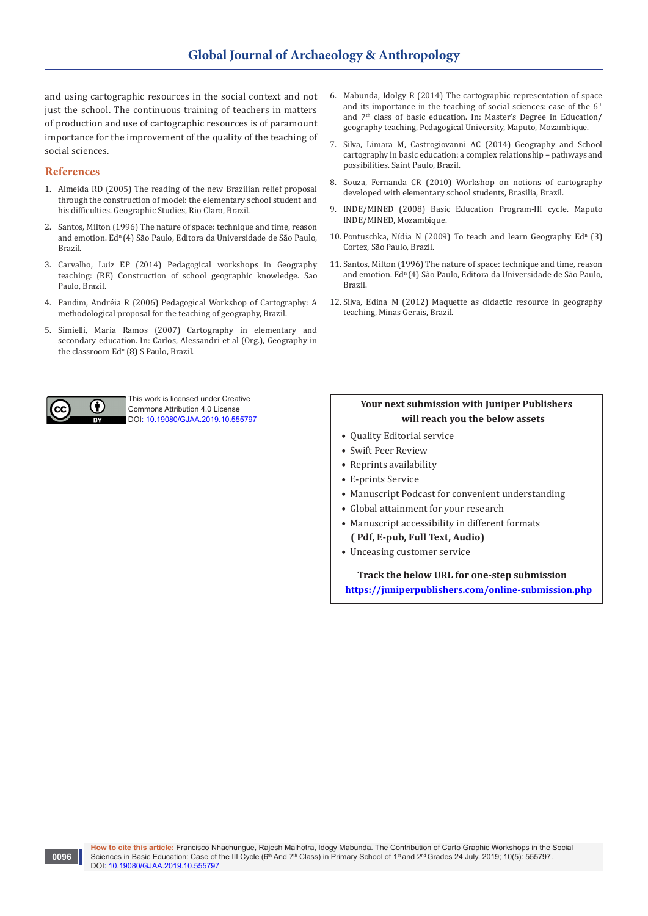and using cartographic resources in the social context and not just the school. The continuous training of teachers in matters of production and use of cartographic resources is of paramount importance for the improvement of the quality of the teaching of social sciences.

## References

1. Almeida RD (2005) The reading of the new Brazilian relief proposal through the construction of model: the elementary school student and his difficulties. Geographic Studies, Rio Claro, Brazil.
2. Santos, Milton (1996) The nature of space: technique and time, reason and emotion. Edn (4) São Paulo, Editora da Universidade de São Paulo, Brazil.
3. Carvalho, Luiz EP (2014) Pedagogical workshops in Geography teaching: (RE) Construction of school geographic knowledge. Sao Paulo, Brazil.
4. Pandim, Andréia R (2006) Pedagogical Workshop of Cartography: A methodological proposal for the teaching of geography, Brazil.
5. Simielli, Maria Ramos (2007) Cartography in elementary and secondary education. In: Carlos, Alessandri et al (Org.), Geography in the classroom Edn (8) S Paulo, Brazil.
6. Mabunda, Idolgy R (2014) The cartographic representation of space and its importance in the teaching of social sciences: case of the 6th and 7th class of basic education. In: Master's Degree in Education/geography teaching, Pedagogical University, Maputo, Mozambique.
7. Silva, Limara M, Castrogiovanni AC (2014) Geography and School cartography in basic education: a complex relationship – pathways and possibilities. Saint Paulo, Brazil.
8. Souza, Fernanda CR (2010) Workshop on notions of cartography developed with elementary school students, Brasilia, Brazil.
9. INDE/MINED (2008) Basic Education Program-III cycle. Maputo INDE/MINED, Mozambique.
10. Pontuschka, Nídia N (2009) To teach and learn Geography Edn (3) Cortez, São Paulo, Brazil.
11. Santos, Milton (1996) The nature of space: technique and time, reason and emotion. Edn (4) São Paulo, Editora da Universidade de São Paulo, Brazil.
12. Silva, Edina M (2012) Maquette as didactic resource in geography teaching, Minas Gerais, Brazil.

This work is licensed under Creative Commons Attribution 4.0 License
DOI: 10.19080/GJAA.2019.10.555797

**Your next submission with Juniper Publishers will reach you the below assets**

- Quality Editorial service
- Swift Peer Review
- Reprints availability
- E-prints Service
- Manuscript Podcast for convenient understanding
- Global attainment for your research
- Manuscript accessibility in different formats **( Pdf, E-pub, Full Text, Audio)**
- Unceasing customer service

**Track the below URL for one-step submission**
**https://juniperpublishers.com/online-submission.php**